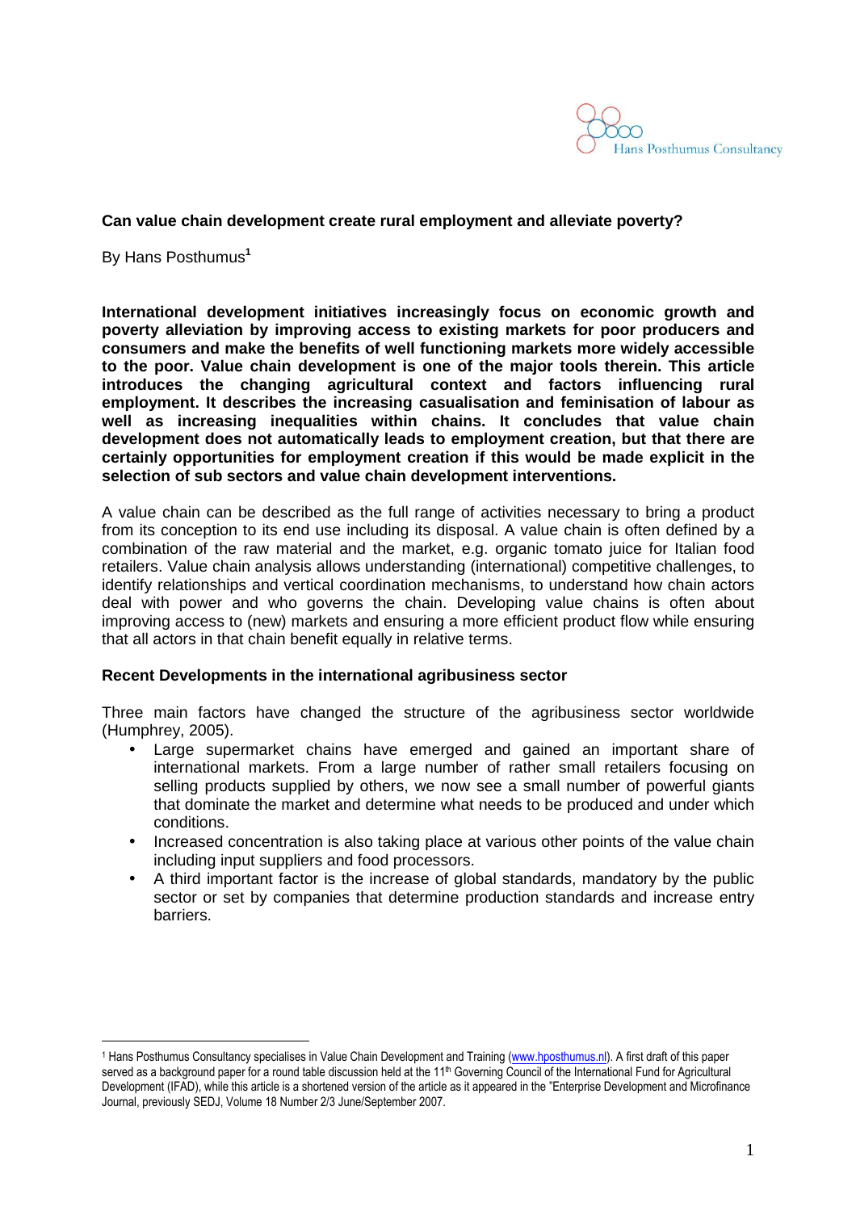## Can value chain development create rural employment and alleviate poverty?

By Hans Posthumus[1]

**International development initiatives increasingly focus on economic growth and poverty alleviation by improving access to existing markets for poor producers and consumers and make the benefits of well functioning markets more widely accessible to the poor. Value chain development is one of the major tools therein. This article introduces the changing agricultural context and factors influencing rural employment. It describes the increasing casualisation and feminisation of labour as well as increasing inequalities within chains. It concludes that value chain development does not automatically leads to employment creation, but that there are certainly opportunities for employment creation if this would be made explicit in the selection of sub sectors and value chain development interventions.**

A value chain can be described as the full range of activities necessary to bring a product from its conception to its end use including its disposal. A value chain is often defined by a combination of the raw material and the market, e.g. organic tomato juice for Italian food retailers. Value chain analysis allows understanding (international) competitive challenges, to identify relationships and vertical coordination mechanisms, to understand how chain actors deal with power and who governs the chain. Developing value chains is often about improving access to (new) markets and ensuring a more efficient product flow while ensuring that all actors in that chain benefit equally in relative terms.

### Recent Developments in the international agribusiness sector

Three main factors have changed the structure of the agribusiness sector worldwide (Humphrey, 2005).

- Large supermarket chains have emerged and gained an important share of international markets. From a large number of rather small retailers focusing on selling products supplied by others, we now see a small number of powerful giants that dominate the market and determine what needs to be produced and under which conditions.
- Increased concentration is also taking place at various other points of the value chain including input suppliers and food processors.
- A third important factor is the increase of global standards, mandatory by the public sector or set by companies that determine production standards and increase entry barriers.

---

[1] Hans Posthumus Consultancy specialises in Value Chain Development and Training (www.hposthumus.nl). A first draft of this paper served as a background paper for a round table discussion held at the 11th Governing Council of the International Fund for Agricultural Development (IFAD), while this article is a shortened version of the article as it appeared in the "Enterprise Development and Microfinance Journal, previously SEDJ, Volume 18 Number 2/3 June/September 2007.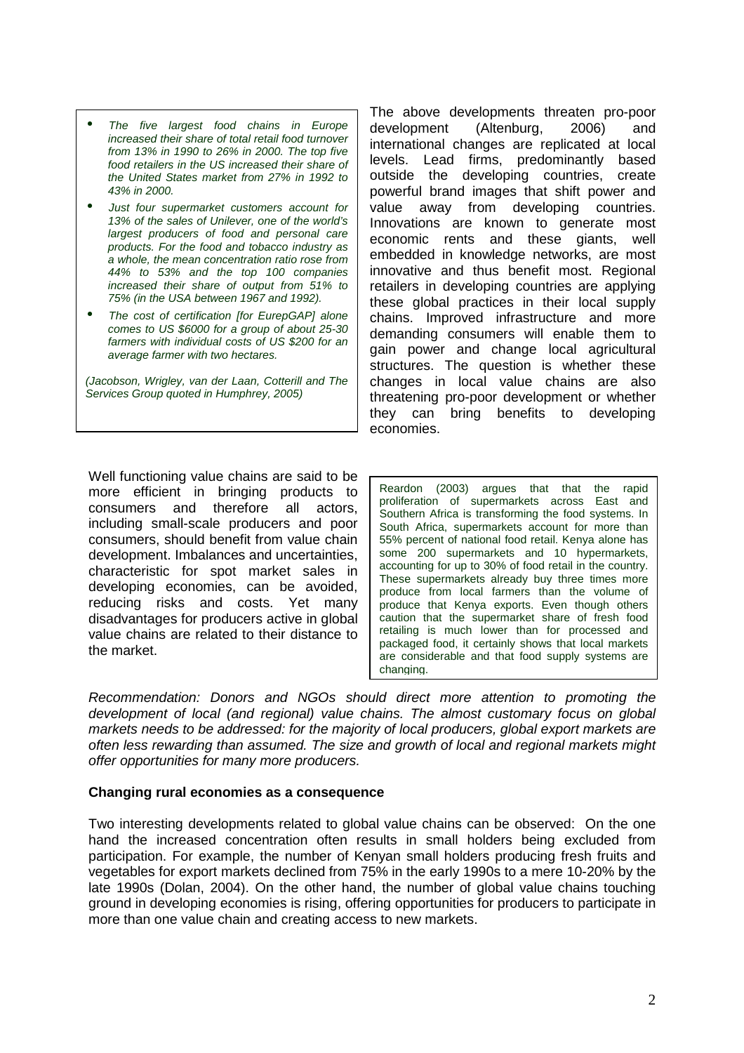- *The five largest food chains in Europe increased their share of total retail food turnover from 13% in 1990 to 26% in 2000. The top five food retailers in the US increased their share of the United States market from 27% in 1992 to 43% in 2000.*
- *Just four supermarket customers account for 13% of the sales of Unilever, one of the world's largest producers of food and personal care products. For the food and tobacco industry as a whole, the mean concentration ratio rose from 44% to 53% and the top 100 companies increased their share of output from 51% to 75% (in the USA between 1967 and 1992).*
- *The cost of certification [for EurepGAP] alone comes to US $6000 for a group of about 25-30 farmers with individual costs of US $200 for an average farmer with two hectares.*

*(Jacobson, Wrigley, van der Laan, Cotterill and The Services Group quoted in Humphrey, 2005)*

The above developments threaten pro-poor development (Altenburg, 2006) and international changes are replicated at local levels. Lead firms, predominantly based outside the developing countries, create powerful brand images that shift power and value away from developing countries. Innovations are known to generate most economic rents and these giants, well embedded in knowledge networks, are most innovative and thus benefit most. Regional retailers in developing countries are applying these global practices in their local supply chains. Improved infrastructure and more demanding consumers will enable them to gain power and change local agricultural structures. The question is whether these changes in local value chains are also threatening pro-poor development or whether they can bring benefits to developing economies.

Well functioning value chains are said to be more efficient in bringing products to consumers and therefore all actors, including small-scale producers and poor consumers, should benefit from value chain development. Imbalances and uncertainties, characteristic for spot market sales in developing economies, can be avoided, reducing risks and costs. Yet many disadvantages for producers active in global value chains are related to their distance to the market.

Reardon (2003) argues that that the rapid proliferation of supermarkets across East and Southern Africa is transforming the food systems. In South Africa, supermarkets account for more than 55% percent of national food retail. Kenya alone has some 200 supermarkets and 10 hypermarkets, accounting for up to 30% of food retail in the country. These supermarkets already buy three times more produce from local farmers than the volume of produce that Kenya exports. Even though others caution that the supermarket share of fresh food retailing is much lower than for processed and packaged food, it certainly shows that local markets are considerable and that food supply systems are changing.

*Recommendation: Donors and NGOs should direct more attention to promoting the development of local (and regional) value chains. The almost customary focus on global markets needs to be addressed: for the majority of local producers, global export markets are often less rewarding than assumed. The size and growth of local and regional markets might offer opportunities for many more producers.*

**Changing rural economies as a consequence**

Two interesting developments related to global value chains can be observed: On the one hand the increased concentration often results in small holders being excluded from participation. For example, the number of Kenyan small holders producing fresh fruits and vegetables for export markets declined from 75% in the early 1990s to a mere 10-20% by the late 1990s (Dolan, 2004). On the other hand, the number of global value chains touching ground in developing economies is rising, offering opportunities for producers to participate in more than one value chain and creating access to new markets.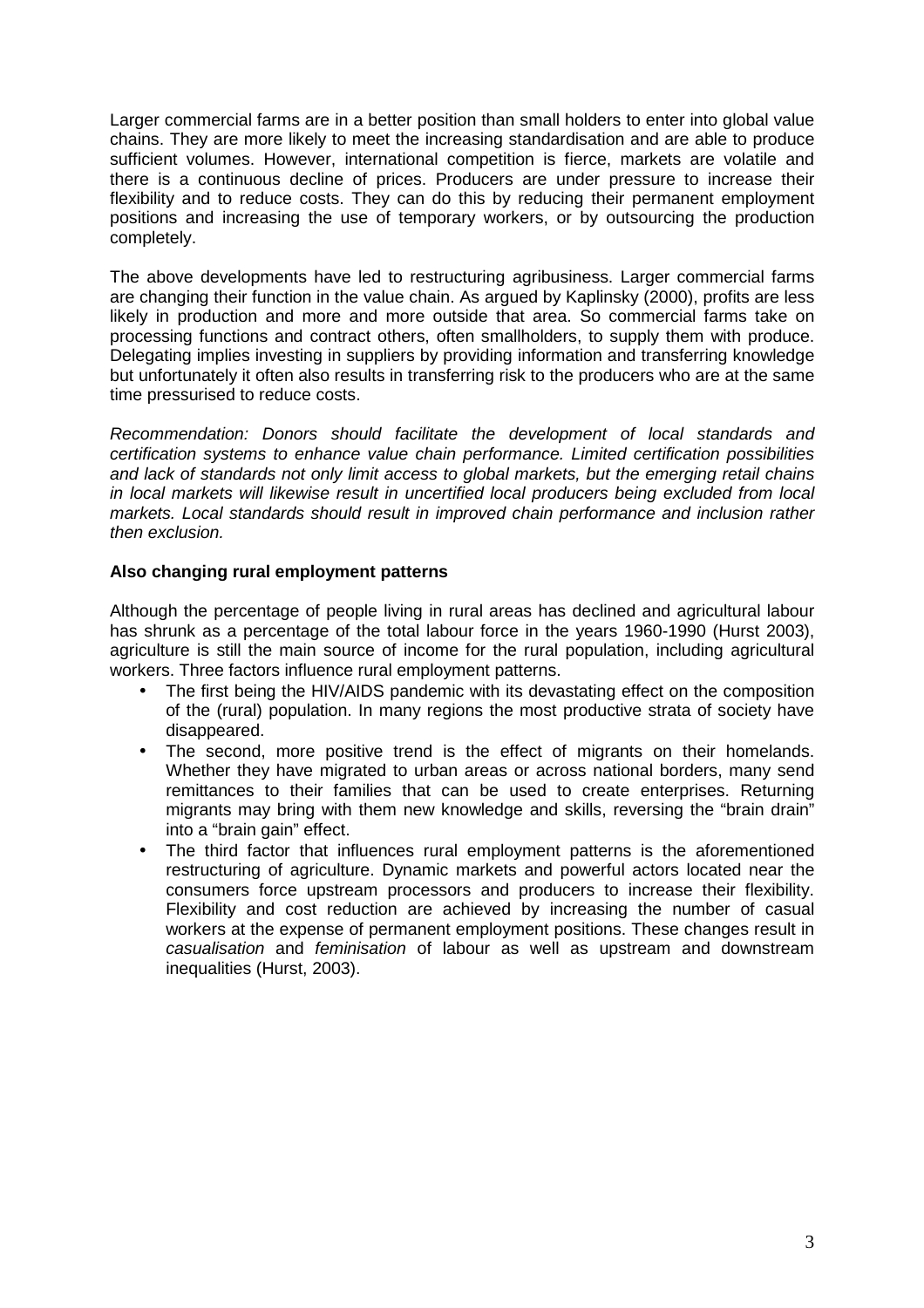Larger commercial farms are in a better position than small holders to enter into global value chains. They are more likely to meet the increasing standardisation and are able to produce sufficient volumes. However, international competition is fierce, markets are volatile and there is a continuous decline of prices. Producers are under pressure to increase their flexibility and to reduce costs. They can do this by reducing their permanent employment positions and increasing the use of temporary workers, or by outsourcing the production completely.

The above developments have led to restructuring agribusiness. Larger commercial farms are changing their function in the value chain. As argued by Kaplinsky (2000), profits are less likely in production and more and more outside that area. So commercial farms take on processing functions and contract others, often smallholders, to supply them with produce. Delegating implies investing in suppliers by providing information and transferring knowledge but unfortunately it often also results in transferring risk to the producers who are at the same time pressurised to reduce costs.

*Recommendation: Donors should facilitate the development of local standards and certification systems to enhance value chain performance. Limited certification possibilities and lack of standards not only limit access to global markets, but the emerging retail chains in local markets will likewise result in uncertified local producers being excluded from local markets. Local standards should result in improved chain performance and inclusion rather then exclusion.*

**Also changing rural employment patterns**

Although the percentage of people living in rural areas has declined and agricultural labour has shrunk as a percentage of the total labour force in the years 1960-1990 (Hurst 2003), agriculture is still the main source of income for the rural population, including agricultural workers. Three factors influence rural employment patterns.

- The first being the HIV/AIDS pandemic with its devastating effect on the composition of the (rural) population. In many regions the most productive strata of society have disappeared.
- The second, more positive trend is the effect of migrants on their homelands. Whether they have migrated to urban areas or across national borders, many send remittances to their families that can be used to create enterprises. Returning migrants may bring with them new knowledge and skills, reversing the "brain drain" into a "brain gain" effect.
- The third factor that influences rural employment patterns is the aforementioned restructuring of agriculture. Dynamic markets and powerful actors located near the consumers force upstream processors and producers to increase their flexibility. Flexibility and cost reduction are achieved by increasing the number of casual workers at the expense of permanent employment positions. These changes result in *casualisation* and *feminisation* of labour as well as upstream and downstream inequalities (Hurst, 2003).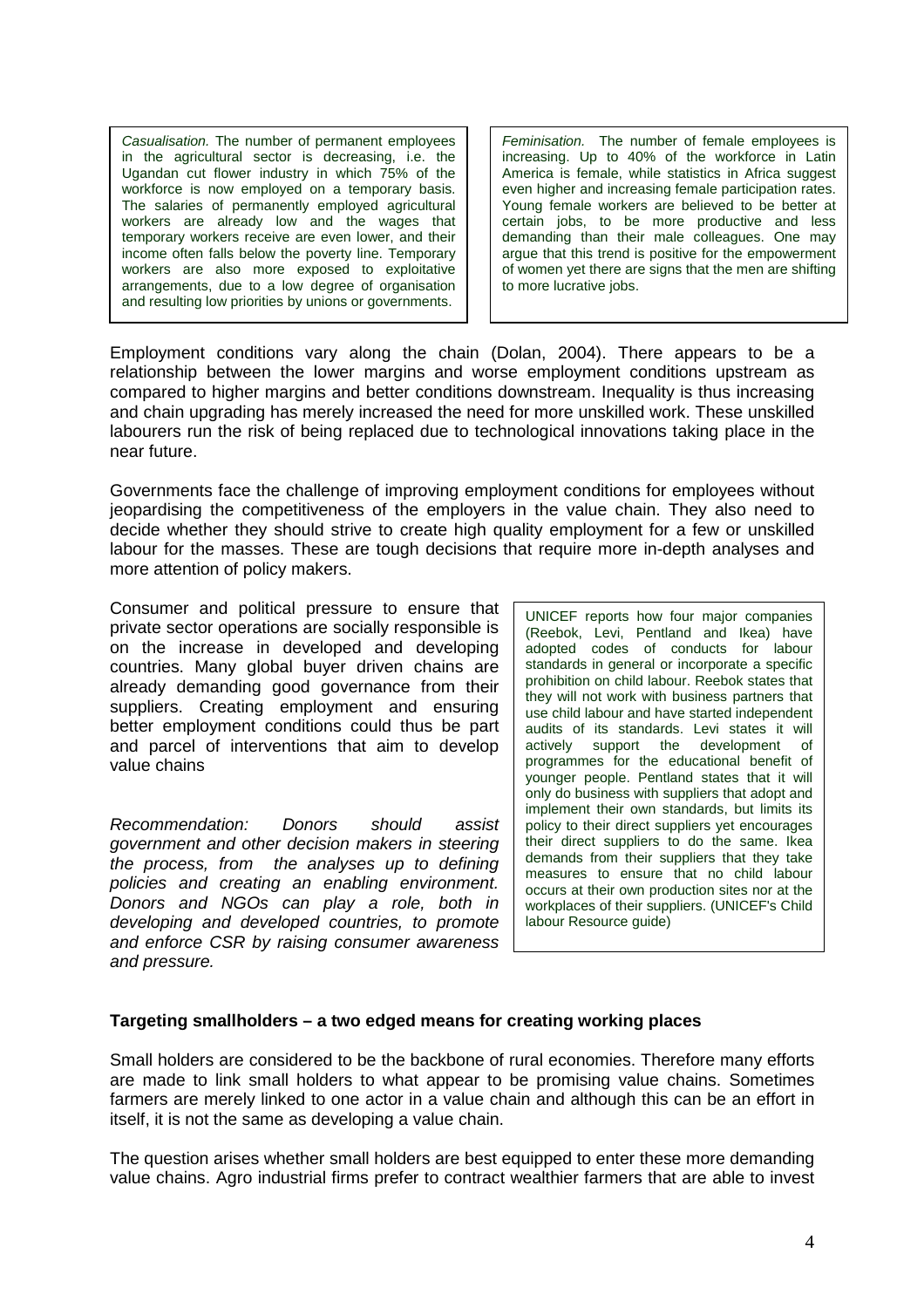> *Casualisation.* The number of permanent employees in the agricultural sector is decreasing, i.e. the Ugandan cut flower industry in which 75% of the workforce is now employed on a temporary basis. The salaries of permanently employed agricultural workers are already low and the wages that temporary workers receive are even lower, and their income often falls below the poverty line. Temporary workers are also more exposed to exploitative arrangements, due to a low degree of organisation and resulting low priorities by unions or governments.

> *Feminisation.* The number of female employees is increasing. Up to 40% of the workforce in Latin America is female, while statistics in Africa suggest even higher and increasing female participation rates. Young female workers are believed to be better at certain jobs, to be more productive and less demanding than their male colleagues. One may argue that this trend is positive for the empowerment of women yet there are signs that the men are shifting to more lucrative jobs.

Employment conditions vary along the chain (Dolan, 2004). There appears to be a relationship between the lower margins and worse employment conditions upstream as compared to higher margins and better conditions downstream. Inequality is thus increasing and chain upgrading has merely increased the need for more unskilled work. These unskilled labourers run the risk of being replaced due to technological innovations taking place in the near future.

Governments face the challenge of improving employment conditions for employees without jeopardising the competitiveness of the employers in the value chain. They also need to decide whether they should strive to create high quality employment for a few or unskilled labour for the masses. These are tough decisions that require more in-depth analyses and more attention of policy makers.

Consumer and political pressure to ensure that private sector operations are socially responsible is on the increase in developed and developing countries. Many global buyer driven chains are already demanding good governance from their suppliers. Creating employment and ensuring better employment conditions could thus be part and parcel of interventions that aim to develop value chains

*Recommendation: Donors should assist government and other decision makers in steering the process, from the analyses up to defining policies and creating an enabling environment. Donors and NGOs can play a role, both in developing and developed countries, to promote and enforce CSR by raising consumer awareness and pressure.*

> UNICEF reports how four major companies (Reebok, Levi, Pentland and Ikea) have adopted codes of conducts for labour standards in general or incorporate a specific prohibition on child labour. Reebok states that they will not work with business partners that use child labour and have started independent audits of its standards. Levi states it will actively support the development of programmes for the educational benefit of younger people. Pentland states that it will only do business with suppliers that adopt and implement their own standards, but limits its policy to their direct suppliers yet encourages their direct suppliers to do the same. Ikea demands from their suppliers that they take measures to ensure that no child labour occurs at their own production sites nor at the workplaces of their suppliers. (UNICEF's Child labour Resource guide)

**Targeting smallholders – a two edged means for creating working places**

Small holders are considered to be the backbone of rural economies. Therefore many efforts are made to link small holders to what appear to be promising value chains. Sometimes farmers are merely linked to one actor in a value chain and although this can be an effort in itself, it is not the same as developing a value chain.

The question arises whether small holders are best equipped to enter these more demanding value chains. Agro industrial firms prefer to contract wealthier farmers that are able to invest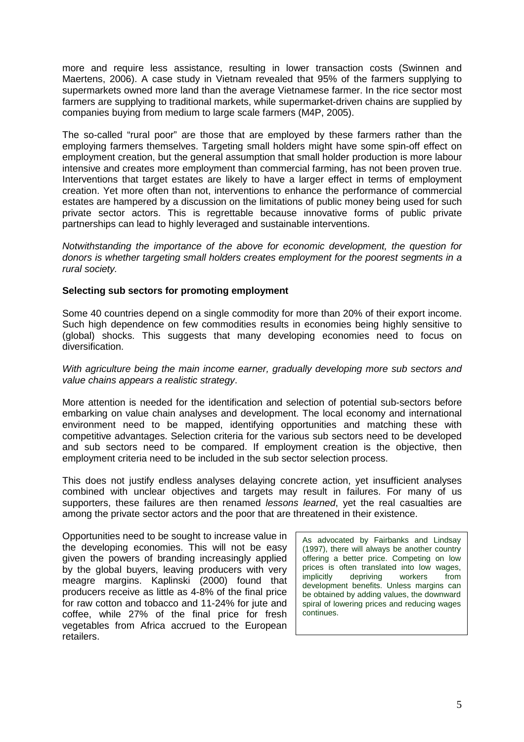more and require less assistance, resulting in lower transaction costs (Swinnen and Maertens, 2006). A case study in Vietnam revealed that 95% of the farmers supplying to supermarkets owned more land than the average Vietnamese farmer. In the rice sector most farmers are supplying to traditional markets, while supermarket-driven chains are supplied by companies buying from medium to large scale farmers (M4P, 2005).

The so-called "rural poor" are those that are employed by these farmers rather than the employing farmers themselves. Targeting small holders might have some spin-off effect on employment creation, but the general assumption that small holder production is more labour intensive and creates more employment than commercial farming, has not been proven true. Interventions that target estates are likely to have a larger effect in terms of employment creation. Yet more often than not, interventions to enhance the performance of commercial estates are hampered by a discussion on the limitations of public money being used for such private sector actors. This is regrettable because innovative forms of public private partnerships can lead to highly leveraged and sustainable interventions.

*Notwithstanding the importance of the above for economic development, the question for donors is whether targeting small holders creates employment for the poorest segments in a rural society.*

**Selecting sub sectors for promoting employment**

Some 40 countries depend on a single commodity for more than 20% of their export income. Such high dependence on few commodities results in economies being highly sensitive to (global) shocks. This suggests that many developing economies need to focus on diversification.

*With agriculture being the main income earner, gradually developing more sub sectors and value chains appears a realistic strategy*.

More attention is needed for the identification and selection of potential sub-sectors before embarking on value chain analyses and development. The local economy and international environment need to be mapped, identifying opportunities and matching these with competitive advantages. Selection criteria for the various sub sectors need to be developed and sub sectors need to be compared. If employment creation is the objective, then employment criteria need to be included in the sub sector selection process.

This does not justify endless analyses delaying concrete action, yet insufficient analyses combined with unclear objectives and targets may result in failures. For many of us supporters, these failures are then renamed *lessons learned*, yet the real casualties are among the private sector actors and the poor that are threatened in their existence.

Opportunities need to be sought to increase value in the developing economies. This will not be easy given the powers of branding increasingly applied by the global buyers, leaving producers with very meagre margins. Kaplinski (2000) found that producers receive as little as 4-8% of the final price for raw cotton and tobacco and 11-24% for jute and coffee, while 27% of the final price for fresh vegetables from Africa accrued to the European retailers.

> As advocated by Fairbanks and Lindsay (1997), there will always be another country offering a better price. Competing on low prices is often translated into low wages, implicitly depriving workers from development benefits. Unless margins can be obtained by adding values, the downward spiral of lowering prices and reducing wages continues.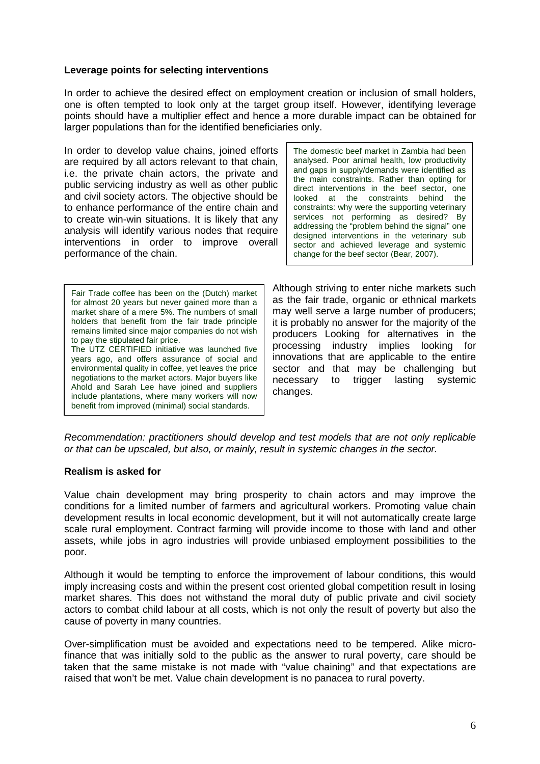**Leverage points for selecting interventions**

In order to achieve the desired effect on employment creation or inclusion of small holders, one is often tempted to look only at the target group itself. However, identifying leverage points should have a multiplier effect and hence a more durable impact can be obtained for larger populations than for the identified beneficiaries only.

In order to develop value chains, joined efforts are required by all actors relevant to that chain, i.e. the private chain actors, the private and public servicing industry as well as other public and civil society actors. The objective should be to enhance performance of the entire chain and to create win-win situations. It is likely that any analysis will identify various nodes that require interventions in order to improve overall performance of the chain.

> The domestic beef market in Zambia had been analysed. Poor animal health, low productivity and gaps in supply/demands were identified as the main constraints. Rather than opting for direct interventions in the beef sector, one looked at the constraints behind the constraints: why were the supporting veterinary services not performing as desired? By addressing the "problem behind the signal" one designed interventions in the veterinary sub sector and achieved leverage and systemic change for the beef sector (Bear, 2007).

> Fair Trade coffee has been on the (Dutch) market for almost 20 years but never gained more than a market share of a mere 5%. The numbers of small holders that benefit from the fair trade principle remains limited since major companies do not wish to pay the stipulated fair price.
> The UTZ CERTIFIED initiative was launched five years ago, and offers assurance of social and environmental quality in coffee, yet leaves the price negotiations to the market actors. Major buyers like Ahold and Sarah Lee have joined and suppliers include plantations, where many workers will now benefit from improved (minimal) social standards.

Although striving to enter niche markets such as the fair trade, organic or ethnical markets may well serve a large number of producers; it is probably no answer for the majority of the producers Looking for alternatives in the processing industry implies looking for innovations that are applicable to the entire sector and that may be challenging but necessary to trigger lasting systemic changes.

*Recommendation: practitioners should develop and test models that are not only replicable or that can be upscaled, but also, or mainly, result in systemic changes in the sector.*

**Realism is asked for**

Value chain development may bring prosperity to chain actors and may improve the conditions for a limited number of farmers and agricultural workers. Promoting value chain development results in local economic development, but it will not automatically create large scale rural employment. Contract farming will provide income to those with land and other assets, while jobs in agro industries will provide unbiased employment possibilities to the poor.

Although it would be tempting to enforce the improvement of labour conditions, this would imply increasing costs and within the present cost oriented global competition result in losing market shares. This does not withstand the moral duty of public private and civil society actors to combat child labour at all costs, which is not only the result of poverty but also the cause of poverty in many countries.

Over-simplification must be avoided and expectations need to be tempered. Alike micro-finance that was initially sold to the public as the answer to rural poverty, care should be taken that the same mistake is not made with "value chaining" and that expectations are raised that won't be met. Value chain development is no panacea to rural poverty.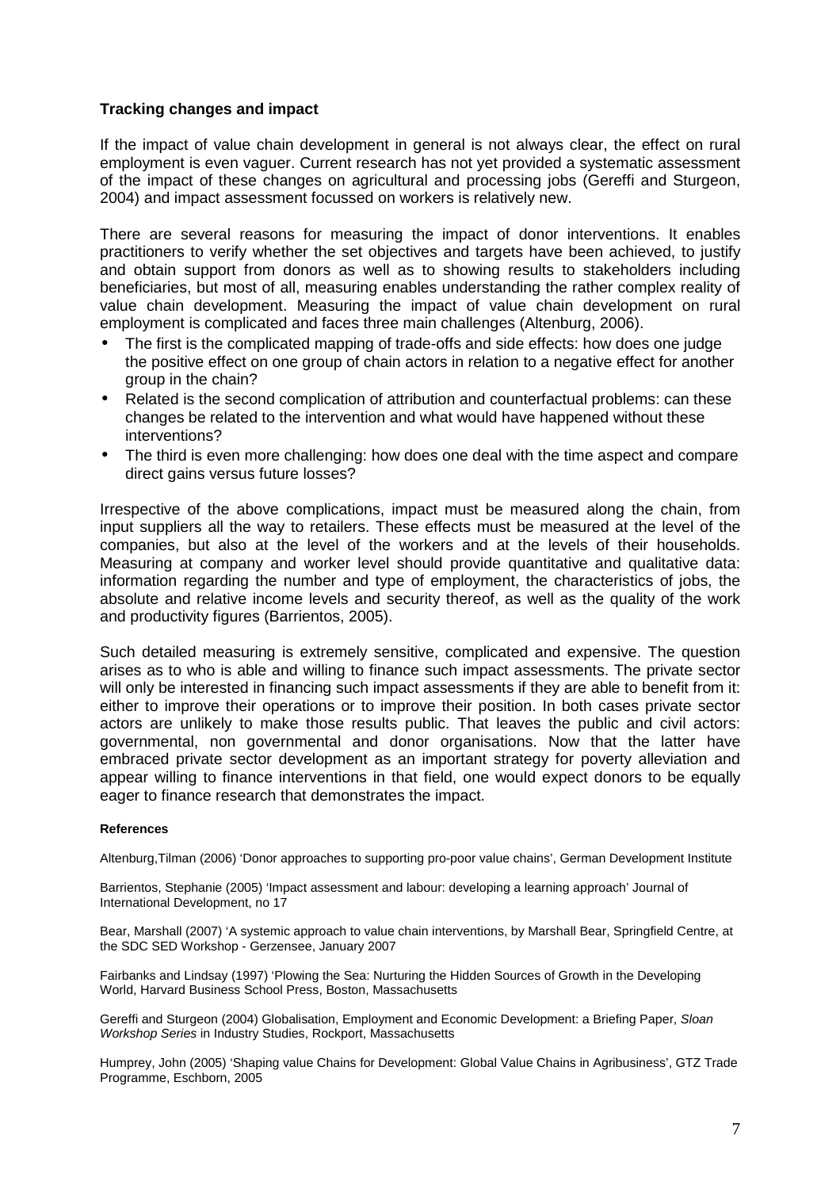## Tracking changes and impact

If the impact of value chain development in general is not always clear, the effect on rural employment is even vaguer. Current research has not yet provided a systematic assessment of the impact of these changes on agricultural and processing jobs (Gereffi and Sturgeon, 2004) and impact assessment focussed on workers is relatively new.

There are several reasons for measuring the impact of donor interventions. It enables practitioners to verify whether the set objectives and targets have been achieved, to justify and obtain support from donors as well as to showing results to stakeholders including beneficiaries, but most of all, measuring enables understanding the rather complex reality of value chain development. Measuring the impact of value chain development on rural employment is complicated and faces three main challenges (Altenburg, 2006).

- The first is the complicated mapping of trade-offs and side effects: how does one judge the positive effect on one group of chain actors in relation to a negative effect for another group in the chain?
- Related is the second complication of attribution and counterfactual problems: can these changes be related to the intervention and what would have happened without these interventions?
- The third is even more challenging: how does one deal with the time aspect and compare direct gains versus future losses?

Irrespective of the above complications, impact must be measured along the chain, from input suppliers all the way to retailers. These effects must be measured at the level of the companies, but also at the level of the workers and at the levels of their households. Measuring at company and worker level should provide quantitative and qualitative data: information regarding the number and type of employment, the characteristics of jobs, the absolute and relative income levels and security thereof, as well as the quality of the work and productivity figures (Barrientos, 2005).

Such detailed measuring is extremely sensitive, complicated and expensive. The question arises as to who is able and willing to finance such impact assessments. The private sector will only be interested in financing such impact assessments if they are able to benefit from it: either to improve their operations or to improve their position. In both cases private sector actors are unlikely to make those results public. That leaves the public and civil actors: governmental, non governmental and donor organisations. Now that the latter have embraced private sector development as an important strategy for poverty alleviation and appear willing to finance interventions in that field, one would expect donors to be equally eager to finance research that demonstrates the impact.

**References**

Altenburg,Tilman (2006) 'Donor approaches to supporting pro-poor value chains', German Development Institute

Barrientos, Stephanie (2005) 'Impact assessment and labour: developing a learning approach' Journal of International Development, no 17

Bear, Marshall (2007) 'A systemic approach to value chain interventions, by Marshall Bear, Springfield Centre, at the SDC SED Workshop - Gerzensee, January 2007

Fairbanks and Lindsay (1997) 'Plowing the Sea: Nurturing the Hidden Sources of Growth in the Developing World, Harvard Business School Press, Boston, Massachusetts

Gereffi and Sturgeon (2004) Globalisation, Employment and Economic Development: a Briefing Paper, *Sloan Workshop Series* in Industry Studies, Rockport, Massachusetts

Humprey, John (2005) 'Shaping value Chains for Development: Global Value Chains in Agribusiness', GTZ Trade Programme, Eschborn, 2005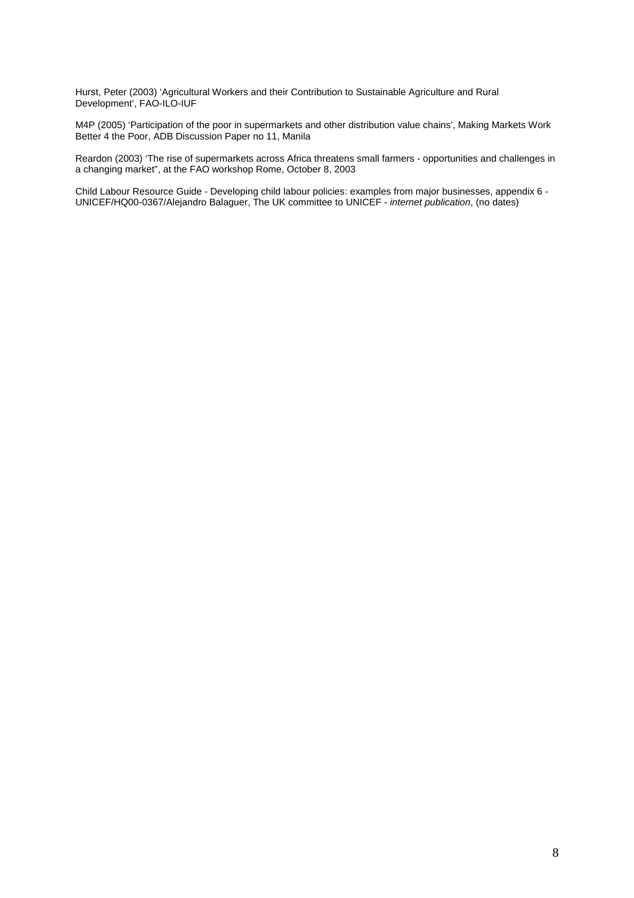Hurst, Peter (2003) 'Agricultural Workers and their Contribution to Sustainable Agriculture and Rural Development', FAO-ILO-IUF

M4P (2005) 'Participation of the poor in supermarkets and other distribution value chains', Making Markets Work Better 4 the Poor, ADB Discussion Paper no 11, Manila

Reardon (2003) 'The rise of supermarkets across Africa threatens small farmers - opportunities and challenges in a changing market", at the FAO workshop Rome, October 8, 2003

Child Labour Resource Guide - Developing child labour policies: examples from major businesses, appendix 6 - UNICEF/HQ00-0367/Alejandro Balaguer, The UK committee to UNICEF - *internet publication*, (no dates)